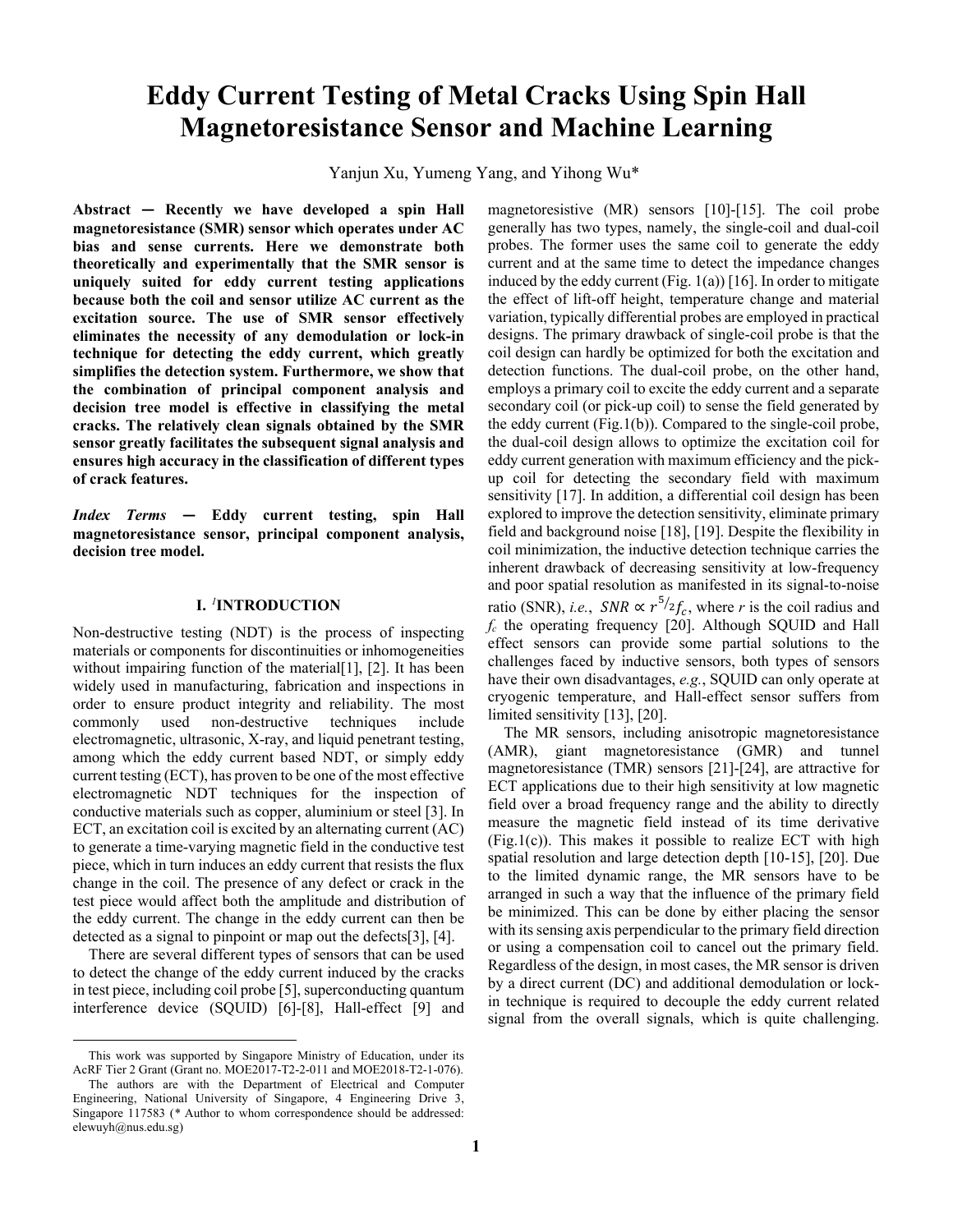# Eddy Current Testing of Metal Cracks Using Spin Hall Magnetoresistance Sensor and Machine Learning

Yanjun Xu, Yumeng Yang, and Yihong Wu*

**Abstract — Recently we have developed a spin Hall magnetoresistance (SMR) sensor which operates under AC bias and sense currents. Here we demonstrate both theoretically and experimentally that the SMR sensor is uniquely suited for eddy current testing applications because both the coil and sensor utilize AC current as the excitation source. The use of SMR sensor effectively eliminates the necessity of any demodulation or lock-in technique for detecting the eddy current, which greatly simplifies the detection system. Furthermore, we show that the combination of principal component analysis and decision tree model is effective in classifying the metal cracks. The relatively clean signals obtained by the SMR sensor greatly facilitates the subsequent signal analysis and ensures high accuracy in the classification of different types of crack features.**

***Index Terms*** **— Eddy current testing, spin Hall magnetoresistance sensor, principal component analysis, decision tree model.**

## I. INTRODUCTION

Non-destructive testing (NDT) is the process of inspecting materials or components for discontinuities or inhomogeneities without impairing function of the material[1], [2]. It has been widely used in manufacturing, fabrication and inspections in order to ensure product integrity and reliability. The most commonly used non-destructive techniques include electromagnetic, ultrasonic, X-ray, and liquid penetrant testing, among which the eddy current based NDT, or simply eddy current testing (ECT), has proven to be one of the most effective electromagnetic NDT techniques for the inspection of conductive materials such as copper, aluminium or steel [3]. In ECT, an excitation coil is excited by an alternating current (AC) to generate a time-varying magnetic field in the conductive test piece, which in turn induces an eddy current that resists the flux change in the coil. The presence of any defect or crack in the test piece would affect both the amplitude and distribution of the eddy current. The change in the eddy current can then be detected as a signal to pinpoint or map out the defects[3], [4].

There are several different types of sensors that can be used to detect the change of the eddy current induced by the cracks in test piece, including coil probe [5], superconducting quantum interference device (SQUID) [6]-[8], Hall-effect [9] and magnetoresistive (MR) sensors [10]-[15]. The coil probe generally has two types, namely, the single-coil and dual-coil probes. The former uses the same coil to generate the eddy current and at the same time to detect the impedance changes induced by the eddy current (Fig. 1(a)) [16]. In order to mitigate the effect of lift-off height, temperature change and material variation, typically differential probes are employed in practical designs. The primary drawback of single-coil probe is that the coil design can hardly be optimized for both the excitation and detection functions. The dual-coil probe, on the other hand, employs a primary coil to excite the eddy current and a separate secondary coil (or pick-up coil) to sense the field generated by the eddy current (Fig.1(b)). Compared to the single-coil probe, the dual-coil design allows to optimize the excitation coil for eddy current generation with maximum efficiency and the pick-up coil for detecting the secondary field with maximum sensitivity [17]. In addition, a differential coil design has been explored to improve the detection sensitivity, eliminate primary field and background noise [18], [19]. Despite the flexibility in coil minimization, the inductive detection technique carries the inherent drawback of decreasing sensitivity at low-frequency and poor spatial resolution as manifested in its signal-to-noise ratio (SNR), *i.e.*, $SNR \propto r^{5/2} f_c$, where $r$ is the coil radius and $f_c$ the operating frequency [20]. Although SQUID and Hall effect sensors can provide some partial solutions to the challenges faced by inductive sensors, both types of sensors have their own disadvantages, *e.g.*, SQUID can only operate at cryogenic temperature, and Hall-effect sensor suffers from limited sensitivity [13], [20].

The MR sensors, including anisotropic magnetoresistance (AMR), giant magnetoresistance (GMR) and tunnel magnetoresistance (TMR) sensors [21]-[24], are attractive for ECT applications due to their high sensitivity at low magnetic field over a broad frequency range and the ability to directly measure the magnetic field instead of its time derivative (Fig.1(c)). This makes it possible to realize ECT with high spatial resolution and large detection depth [10-15], [20]. Due to the limited dynamic range, the MR sensors have to be arranged in such a way that the influence of the primary field be minimized. This can be done by either placing the sensor with its sensing axis perpendicular to the primary field direction or using a compensation coil to cancel out the primary field. Regardless of the design, in most cases, the MR sensor is driven by a direct current (DC) and additional demodulation or lock-in technique is required to decouple the eddy current related signal from the overall signals, which is quite challenging.

---

This work was supported by Singapore Ministry of Education, under its AcRF Tier 2 Grant (Grant no. MOE2017-T2-2-011 and MOE2018-T2-1-076).

The authors are with the Department of Electrical and Computer Engineering, National University of Singapore, 4 Engineering Drive 3, Singapore 117583 (* Author to whom correspondence should be addressed: elewuyh@nus.edu.sg)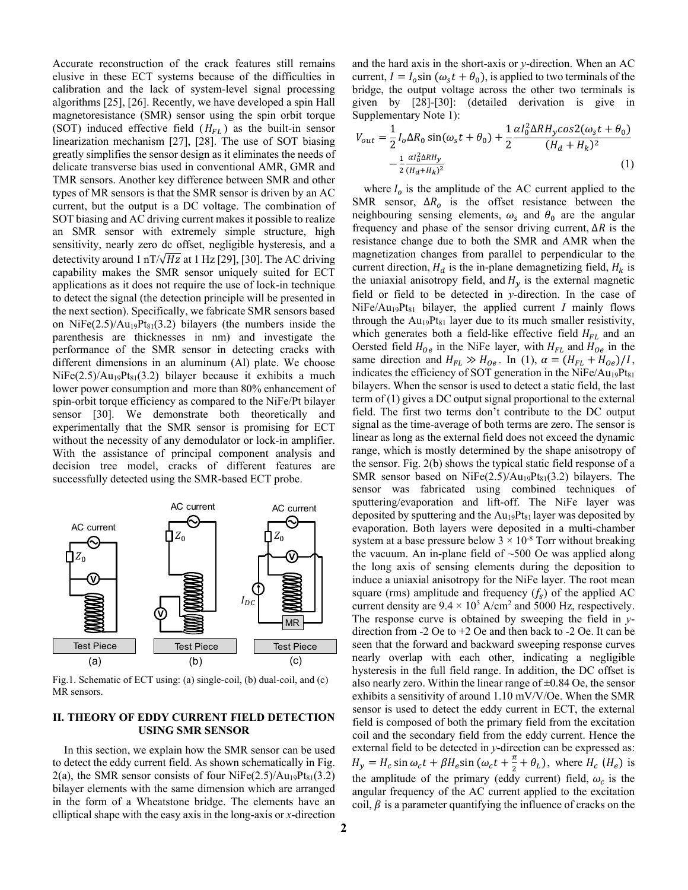Accurate reconstruction of the crack features still remains elusive in these ECT systems because of the difficulties in calibration and the lack of system-level signal processing algorithms [25], [26]. Recently, we have developed a spin Hall magnetoresistance (SMR) sensor using the spin orbit torque (SOT) induced effective field ($H_{FL}$) as the built-in sensor linearization mechanism [27], [28]. The use of SOT biasing greatly simplifies the sensor design as it eliminates the needs of delicate transverse bias used in conventional AMR, GMR and TMR sensors. Another key difference between SMR and other types of MR sensors is that the SMR sensor is driven by an AC current, but the output is a DC voltage. The combination of SOT biasing and AC driving current makes it possible to realize an SMR sensor with extremely simple structure, high sensitivity, nearly zero dc offset, negligible hysteresis, and a detectivity around 1 nT/$\sqrt{Hz}$ at 1 Hz [29], [30]. The AC driving capability makes the SMR sensor uniquely suited for ECT applications as it does not require the use of lock-in technique to detect the signal (the detection principle will be presented in the next section). Specifically, we fabricate SMR sensors based on NiFe(2.5)/$Au_{19}Pt_{81}$(3.2) bilayers (the numbers inside the parenthesis are thicknesses in nm) and investigate the performance of the SMR sensor in detecting cracks with different dimensions in an aluminum (Al) plate. We choose NiFe(2.5)/$Au_{19}Pt_{81}$(3.2) bilayer because it exhibits a much lower power consumption and more than 80% enhancement of spin-orbit torque efficiency as compared to the NiFe/Pt bilayer sensor [30]. We demonstrate both theoretically and experimentally that the SMR sensor is promising for ECT without the necessity of any demodulator or lock-in amplifier. With the assistance of principal component analysis and decision tree model, cracks of different features are successfully detected using the SMR-based ECT probe.

Fig.1. Schematic of ECT using: (a) single-coil, (b) dual-coil, and (c) MR sensors.

## II. THEORY OF EDDY CURRENT FIELD DETECTION USING SMR SENSOR

In this section, we explain how the SMR sensor can be used to detect the eddy current field. As shown schematically in Fig. 2(a), the SMR sensor consists of four NiFe(2.5)/$Au_{19}Pt_{81}$(3.2) bilayer elements with the same dimension which are arranged in the form of a Wheatstone bridge. The elements have an elliptical shape with the easy axis in the long-axis or *x*-direction and the hard axis in the short-axis or *y*-direction. When an AC current, $I = I_o \sin(\omega_s t + \theta_0)$, is applied to two terminals of the bridge, the output voltage across the other two terminals is given by [28]-[30]: (detailed derivation is give in Supplementary Note 1):

$$V_{out} = \frac{1}{2} I_o \Delta R_0 \sin(\omega_s t + \theta_0) + \frac{1}{2}\frac{\alpha I_0^2 \Delta R H_y \cos 2(\omega_s t + \theta_0)}{(H_d + H_k)^2} - \frac{1}{2}\frac{\alpha I_0^2 \Delta R H_y}{(H_d + H_k)^2} \quad (1)$$

where $I_o$ is the amplitude of the AC current applied to the SMR sensor, $\Delta R_o$ is the offset resistance between the neighbouring sensing elements, $\omega_s$ and $\theta_0$ are the angular frequency and phase of the sensor driving current, $\Delta R$ is the resistance change due to both the SMR and AMR when the magnetization changes from parallel to perpendicular to the current direction, $H_d$ is the in-plane demagnetizing field, $H_k$ is the uniaxial anisotropy field, and $H_y$ is the external magnetic field or field to be detected in *y*-direction. In the case of NiFe/$Au_{19}Pt_{81}$ bilayer, the applied current *I* mainly flows through the $Au_{19}Pt_{81}$ layer due to its much smaller resistivity, which generates both a field-like effective field $H_{FL}$ and an Oersted field $H_{Oe}$ in the NiFe layer, with $H_{FL}$ and $H_{Oe}$ in the same direction and $H_{FL} \gg H_{Oe}$. In (1), $\alpha = (H_{FL} + H_{Oe})/I$, indicates the efficiency of SOT generation in the NiFe/$Au_{19}Pt_{81}$ bilayers. When the sensor is used to detect a static field, the last term of (1) gives a DC output signal proportional to the external field. The first two terms don't contribute to the DC output signal as the time-average of both terms are zero. The sensor is linear as long as the external field does not exceed the dynamic range, which is mostly determined by the shape anisotropy of the sensor. Fig. 2(b) shows the typical static field response of a SMR sensor based on NiFe(2.5)/$Au_{19}Pt_{81}$(3.2) bilayers. The sensor was fabricated using combined techniques of sputtering/evaporation and lift-off. The NiFe layer was deposited by sputtering and the $Au_{19}Pt_{81}$ layer was deposited by evaporation. Both layers were deposited in a multi-chamber system at a base pressure below $3 \times 10^{-8}$ Torr without breaking the vacuum. An in-plane field of ~500 Oe was applied along the long axis of sensing elements during the deposition to induce a uniaxial anisotropy for the NiFe layer. The root mean square (rms) amplitude and frequency ($f_s$) of the applied AC current density are $9.4 \times 10^5$ A/cm$^2$ and 5000 Hz, respectively. The response curve is obtained by sweeping the field in *y*-direction from -2 Oe to +2 Oe and then back to -2 Oe. It can be seen that the forward and backward sweeping response curves nearly overlap with each other, indicating a negligible hysteresis in the full field range. In addition, the DC offset is also nearly zero. Within the linear range of ±0.84 Oe, the sensor exhibits a sensitivity of around 1.10 mV/V/Oe. When the SMR sensor is used to detect the eddy current in ECT, the external field is composed of both the primary field from the excitation coil and the secondary field from the eddy current. Hence the external field to be detected in *y*-direction can be expressed as: $H_y = H_c \sin \omega_c t + \beta H_e \sin(\omega_c t + \frac{\pi}{2} + \theta_L)$, where $H_c$ ($H_e$) is the amplitude of the primary (eddy current) field, $\omega_c$ is the angular frequency of the AC current applied to the excitation coil, $\beta$ is a parameter quantifying the influence of cracks on the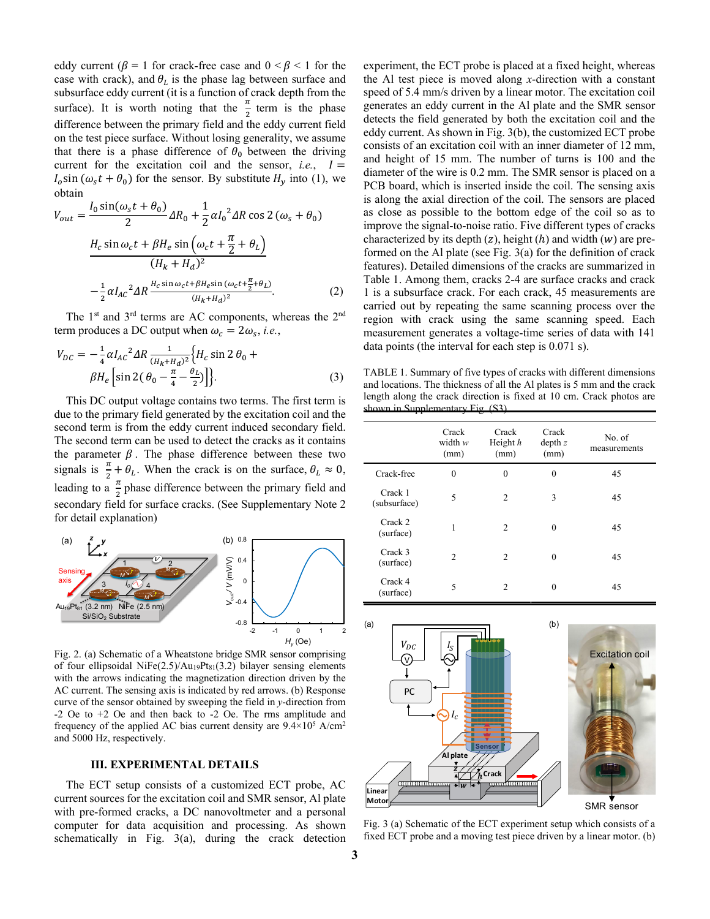eddy current ($\beta = 1$ for crack-free case and $0 < \beta < 1$ for the case with crack), and $\theta_L$ is the phase lag between surface and subsurface eddy current (it is a function of crack depth from the surface). It is worth noting that the $\frac{\pi}{2}$ term is the phase difference between the primary field and the eddy current field on the test piece surface. Without losing generality, we assume that there is a phase difference of $\theta_0$ between the driving current for the excitation coil and the sensor, *i.e.*, $I = I_o \sin(\omega_s t + \theta_0)$ for the sensor. By substitute $H_y$ into (1), we obtain

$$V_{out} = \frac{I_0 \sin(\omega_s t + \theta_0)}{2}\Delta R_0 + \frac{1}{2}\alpha {I_0}^2 \Delta R \cos 2(\omega_s + \theta_0)$$
$$\frac{H_c \sin \omega_c t + \beta H_e \sin\left(\omega_c t + \frac{\pi}{2} + \theta_L\right)}{(H_k + H_d)^2}$$
$$-\frac{1}{2}\alpha {I_{AC}}^2 \Delta R \frac{H_c \sin \omega_c t + \beta H_e \sin\left(\omega_c t + \frac{\pi}{2} + \theta_L\right)}{(H_k + H_d)^2}. \quad (2)$$

The 1st and 3rd terms are AC components, whereas the 2nd term produces a DC output when $\omega_c = 2\omega_s$, *i.e.*,

$$V_{DC} = -\frac{1}{4}\alpha {I_{AC}}^2 \Delta R \frac{1}{(H_k + H_d)^2}\left\{H_c \sin 2\theta_0 + \beta H_e \left[\sin 2\left(\theta_0 - \frac{\pi}{4} - \frac{\theta_L}{2}\right)\right]\right\}. \quad (3)$$

This DC output voltage contains two terms. The first term is due to the primary field generated by the excitation coil and the second term is from the eddy current induced secondary field. The second term can be used to detect the cracks as it contains the parameter $\beta$. The phase difference between these two signals is $\frac{\pi}{2} + \theta_L$. When the crack is on the surface, $\theta_L \approx 0$, leading to a $\frac{\pi}{2}$ phase difference between the primary field and secondary field for surface cracks. (See Supplementary Note 2 for detail explanation)

Fig. 2. (a) Schematic of a Wheatstone bridge SMR sensor comprising of four ellipsoidal NiFe(2.5)/$Au_{19}Pt_{81}$(3.2) bilayer sensing elements with the arrows indicating the magnetization direction driven by the AC current. The sensing axis is indicated by red arrows. (b) Response curve of the sensor obtained by sweeping the field in *y*-direction from -2 Oe to +2 Oe and then back to -2 Oe. The rms amplitude and frequency of the applied AC bias current density are 9.4×10[5] A/cm[2] and 5000 Hz, respectively.

## III. EXPERIMENTAL DETAILS

The ECT setup consists of a customized ECT probe, AC current sources for the excitation coil and SMR sensor, Al plate with pre-formed cracks, a DC nanovoltmeter and a personal computer for data acquisition and processing. As shown schematically in Fig. 3(a), during the crack detection experiment, the ECT probe is placed at a fixed height, whereas the Al test piece is moved along *x*-direction with a constant speed of 5.4 mm/s driven by a linear motor. The excitation coil generates an eddy current in the Al plate and the SMR sensor detects the field generated by both the excitation coil and the eddy current. As shown in Fig. 3(b), the customized ECT probe consists of an excitation coil with an inner diameter of 12 mm, and height of 15 mm. The number of turns is 100 and the diameter of the wire is 0.2 mm. The SMR sensor is placed on a PCB board, which is inserted inside the coil. The sensing axis is along the axial direction of the coil. The sensors are placed as close as possible to the bottom edge of the coil so as to improve the signal-to-noise ratio. Five different types of cracks characterized by its depth ($z$), height ($h$) and width ($w$) are pre-formed on the Al plate (see Fig. 3(a) for the definition of crack features). Detailed dimensions of the cracks are summarized in Table 1. Among them, cracks 2-4 are surface cracks and crack 1 is a subsurface crack. For each crack, 45 measurements are carried out by repeating the same scanning process over the region with crack using the same scanning speed. Each measurement generates a voltage-time series of data with 141 data points (the interval for each step is 0.071 s).

TABLE 1. Summary of five types of cracks with different dimensions and locations. The thickness of all the Al plates is 5 mm and the crack length along the crack direction is fixed at 10 cm. Crack photos are shown in Supplementary Fig. (S3).

| | Crack width $w$ (mm) | Crack Height $h$ (mm) | Crack depth $z$ (mm) | No. of measurements |
|---|---|---|---|---|
| Crack-free | 0 | 0 | 0 | 45 |
| Crack 1 (subsurface) | 5 | 2 | 3 | 45 |
| Crack 2 (surface) | 1 | 2 | 0 | 45 |
| Crack 3 (surface) | 2 | 2 | 0 | 45 |
| Crack 4 (surface) | 5 | 2 | 0 | 45 |

Fig. 3 (a) Schematic of the ECT experiment setup which consists of a fixed ECT probe and a moving test piece driven by a linear motor. (b)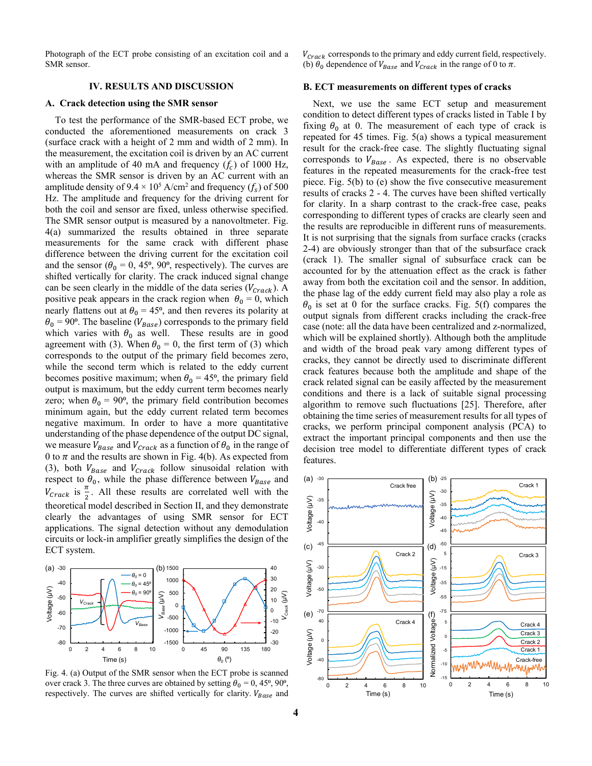Photograph of the ECT probe consisting of an excitation coil and a SMR sensor.

## IV. RESULTS AND DISCUSSION

### A. Crack detection using the SMR sensor

To test the performance of the SMR-based ECT probe, we conducted the aforementioned measurements on crack 3 (surface crack with a height of 2 mm and width of 2 mm). In the measurement, the excitation coil is driven by an AC current with an amplitude of 40 mA and frequency ($f_c$) of 1000 Hz, whereas the SMR sensor is driven by an AC current with an amplitude density of 9.4 × 10$^5$ A/cm$^2$ and frequency ($f_s$) of 500 Hz. The amplitude and frequency for the driving current for both the coil and sensor are fixed, unless otherwise specified. The SMR sensor output is measured by a nanovoltmeter. Fig. 4(a) summarized the results obtained in three separate measurements for the same crack with different phase difference between the driving current for the excitation coil and the sensor ($\theta_0$ = 0, 45º, 90º, respectively). The curves are shifted vertically for clarity. The crack induced signal change can be seen clearly in the middle of the data series ($V_{Crack}$). A positive peak appears in the crack region when $\theta_0$ = 0, which nearly flattens out at $\theta_0$ = 45º, and then reveres its polarity at $\theta_0$ = 90º. The baseline ($V_{Base}$) corresponds to the primary field which varies with $\theta_0$ as well. These results are in good agreement with (3). When $\theta_0$ = 0, the first term of (3) which corresponds to the output of the primary field becomes zero, while the second term which is related to the eddy current becomes positive maximum; when $\theta_0$ = 45º, the primary field output is maximum, but the eddy current term becomes nearly zero; when $\theta_0$ = 90º, the primary field contribution becomes minimum again, but the eddy current related term becomes negative maximum. In order to have a more quantitative understanding of the phase dependence of the output DC signal, we measure $V_{Base}$ and $V_{Crack}$ as a function of $\theta_0$ in the range of 0 to $\pi$ and the results are shown in Fig. 4(b). As expected from (3), both $V_{Base}$ and $V_{Crack}$ follow sinusoidal relation with respect to $\theta_0$, while the phase difference between $V_{Base}$ and $V_{Crack}$ is $\frac{\pi}{2}$. All these results are correlated well with the theoretical model described in Section II, and they demonstrate clearly the advantages of using SMR sensor for ECT applications. The signal detection without any demodulation circuits or lock-in amplifier greatly simplifies the design of the ECT system.

Fig. 4. (a) Output of the SMR sensor when the ECT probe is scanned over crack 3. The three curves are obtained by setting $\theta_0$ = 0, 45º, 90º, respectively. The curves are shifted vertically for clarity. $V_{Base}$ and $V_{Crack}$ corresponds to the primary and eddy current field, respectively. (b) $\theta_0$ dependence of $V_{Base}$ and $V_{Crack}$ in the range of 0 to $\pi$.

### B. ECT measurements on different types of cracks

Next, we use the same ECT setup and measurement condition to detect different types of cracks listed in Table I by fixing $\theta_0$ at 0. The measurement of each type of crack is repeated for 45 times. Fig. 5(a) shows a typical measurement result for the crack-free case. The slightly fluctuating signal corresponds to $V_{Base}$. As expected, there is no observable features in the repeated measurements for the crack-free test piece. Fig. 5(b) to (e) show the five consecutive measurement results of cracks 2 - 4. The curves have been shifted vertically for clarity. In a sharp contrast to the crack-free case, peaks corresponding to different types of cracks are clearly seen and the results are reproducible in different runs of measurements. It is not surprising that the signals from surface cracks (cracks 2-4) are obviously stronger than that of the subsurface crack (crack 1). The smaller signal of subsurface crack can be accounted for by the attenuation effect as the crack is father away from both the excitation coil and the sensor. In addition, the phase lag of the eddy current field may also play a role as $\theta_0$ is set at 0 for the surface cracks. Fig. 5(f) compares the output signals from different cracks including the crack-free case (note: all the data have been centralized and z-normalized, which will be explained shortly). Although both the amplitude and width of the broad peak vary among different types of cracks, they cannot be directly used to discriminate different crack features because both the amplitude and shape of the crack related signal can be easily affected by the measurement conditions and there is a lack of suitable signal processing algorithm to remove such fluctuations [25]. Therefore, after obtaining the time series of measurement results for all types of cracks, we perform principal component analysis (PCA) to extract the important principal components and then use the decision tree model to differentiate different types of crack features.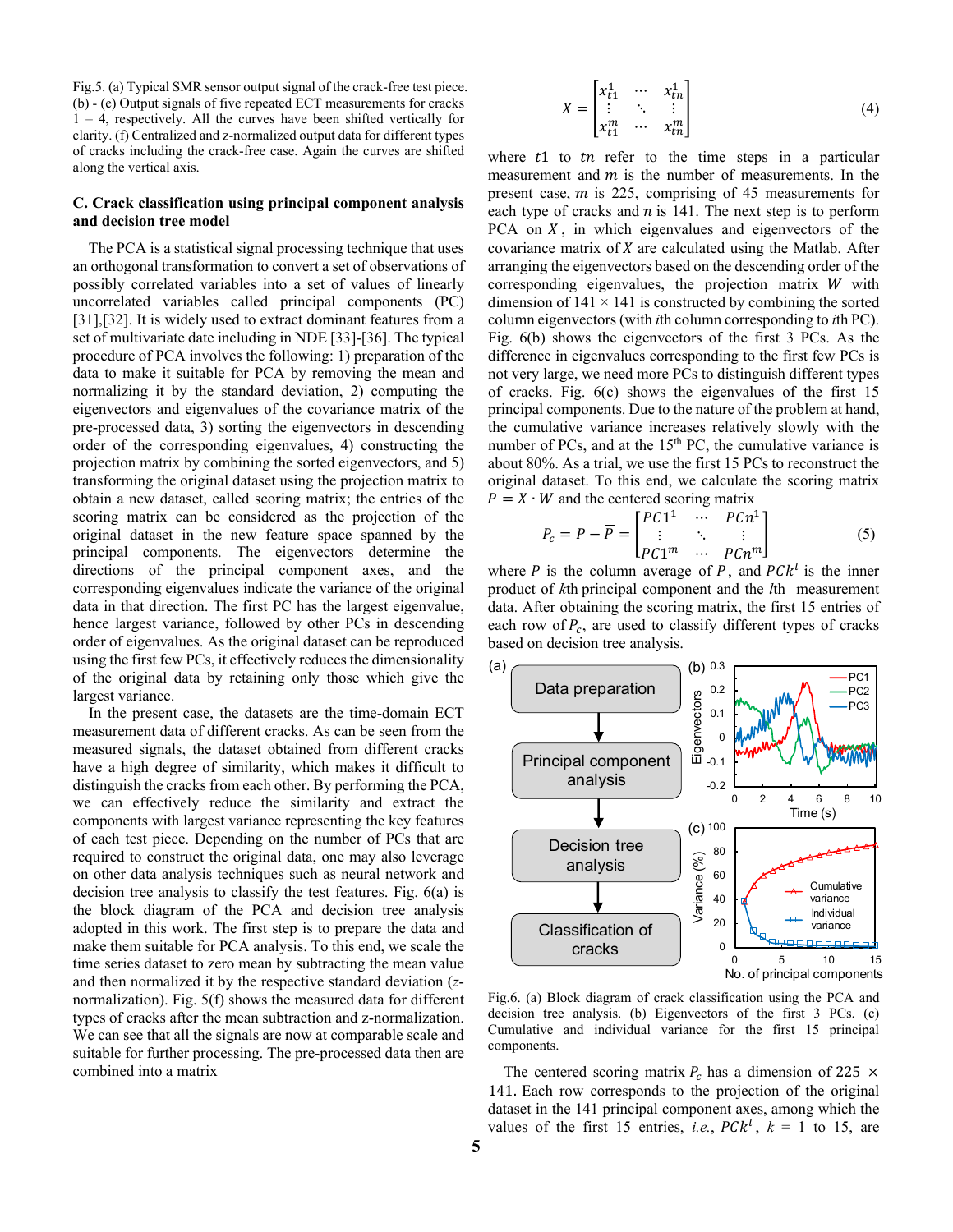Fig.5. (a) Typical SMR sensor output signal of the crack-free test piece. (b) - (e) Output signals of five repeated ECT measurements for cracks 1 – 4, respectively. All the curves have been shifted vertically for clarity. (f) Centralized and z-normalized output data for different types of cracks including the crack-free case. Again the curves are shifted along the vertical axis.

### C. Crack classification using principal component analysis and decision tree model

The PCA is a statistical signal processing technique that uses an orthogonal transformation to convert a set of observations of possibly correlated variables into a set of values of linearly uncorrelated variables called principal components (PC) [31],[32]. It is widely used to extract dominant features from a set of multivariate date including in NDE [33]-[36]. The typical procedure of PCA involves the following: 1) preparation of the data to make it suitable for PCA by removing the mean and normalizing it by the standard deviation, 2) computing the eigenvectors and eigenvalues of the covariance matrix of the pre-processed data, 3) sorting the eigenvectors in descending order of the corresponding eigenvalues, 4) constructing the projection matrix by combining the sorted eigenvectors, and 5) transforming the original dataset using the projection matrix to obtain a new dataset, called scoring matrix; the entries of the scoring matrix can be considered as the projection of the original dataset in the new feature space spanned by the principal components. The eigenvectors determine the directions of the principal component axes, and the corresponding eigenvalues indicate the variance of the original data in that direction. The first PC has the largest eigenvalue, hence largest variance, followed by other PCs in descending order of eigenvalues. As the original dataset can be reproduced using the first few PCs, it effectively reduces the dimensionality of the original data by retaining only those which give the largest variance.

In the present case, the datasets are the time-domain ECT measurement data of different cracks. As can be seen from the measured signals, the dataset obtained from different cracks have a high degree of similarity, which makes it difficult to distinguish the cracks from each other. By performing the PCA, we can effectively reduce the similarity and extract the components with largest variance representing the key features of each test piece. Depending on the number of PCs that are required to construct the original data, one may also leverage on other data analysis techniques such as neural network and decision tree analysis to classify the test features. Fig. 6(a) is the block diagram of the PCA and decision tree analysis adopted in this work. The first step is to prepare the data and make them suitable for PCA analysis. To this end, we scale the time series dataset to zero mean by subtracting the mean value and then normalized it by the respective standard deviation (*z*-normalization). Fig. 5(f) shows the measured data for different types of cracks after the mean subtraction and z-normalization. We can see that all the signals are now at comparable scale and suitable for further processing. The pre-processed data then are combined into a matrix

$$X = \begin{bmatrix} x_{t1}^{1} & \cdots & x_{tn}^{1} \\ \vdots & \ddots & \vdots \\ x_{t1}^{m} & \cdots & x_{tn}^{m} \end{bmatrix} \tag{4}$$

where $t1$ to $tn$ refer to the time steps in a particular measurement and $m$ is the number of measurements. In the present case, $m$ is 225, comprising of 45 measurements for each type of cracks and $n$ is 141. The next step is to perform PCA on $X$, in which eigenvalues and eigenvectors of the covariance matrix of $X$ are calculated using the Matlab. After arranging the eigenvectors based on the descending order of the corresponding eigenvalues, the projection matrix $W$ with dimension of 141 × 141 is constructed by combining the sorted column eigenvectors (with *i*th column corresponding to *i*th PC). Fig. 6(b) shows the eigenvectors of the first 3 PCs. As the difference in eigenvalues corresponding to the first few PCs is not very large, we need more PCs to distinguish different types of cracks. Fig. 6(c) shows the eigenvalues of the first 15 principal components. Due to the nature of the problem at hand, the cumulative variance increases relatively slowly with the number of PCs, and at the 15th PC, the cumulative variance is about 80%. As a trial, we use the first 15 PCs to reconstruct the original dataset. To this end, we calculate the scoring matrix $P = X \cdot W$ and the centered scoring matrix

$$P_c = P - \overline{P} = \begin{bmatrix} PC1^{1} & \cdots & PCn^{1} \\ \vdots & \ddots & \vdots \\ PC1^{m} & \cdots & PCn^{m} \end{bmatrix} \tag{5}$$

where $\overline{P}$ is the column average of $P$, and $PCk^{l}$ is the inner product of *k*th principal component and the *l*th measurement data. After obtaining the scoring matrix, the first 15 entries of each row of $P_c$, are used to classify different types of cracks based on decision tree analysis.

Fig.6. (a) Block diagram of crack classification using the PCA and decision tree analysis. (b) Eigenvectors of the first 3 PCs. (c) Cumulative and individual variance for the first 15 principal components.

The centered scoring matrix $P_c$ has a dimension of 225 × 141. Each row corresponds to the projection of the original dataset in the 141 principal component axes, among which the values of the first 15 entries, *i.e.*, $PCk^{l}$, $k$ = 1 to 15, are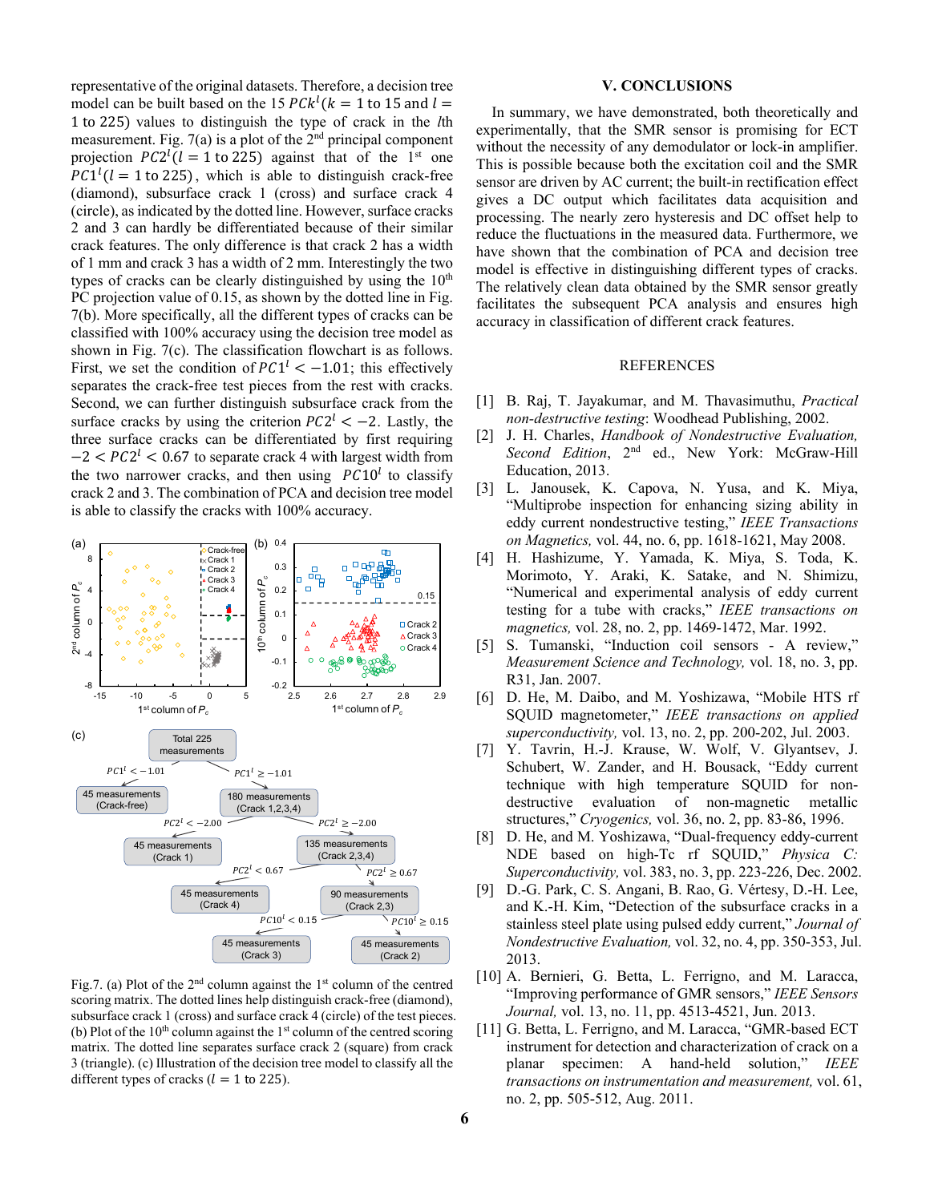representative of the original datasets. Therefore, a decision tree model can be built based on the 15 $PCk^l(k = 1 \text{ to } 15 \text{ and } l = 1 \text{ to } 225)$ values to distinguish the type of crack in the $l$th measurement. Fig. 7(a) is a plot of the 2nd principal component projection $PC2^l(l = 1 \text{ to } 225)$ against that of the 1st one $PC1^l(l = 1 \text{ to } 225)$, which is able to distinguish crack-free (diamond), subsurface crack 1 (cross) and surface crack 4 (circle), as indicated by the dotted line. However, surface cracks 2 and 3 can hardly be differentiated because of their similar crack features. The only difference is that crack 2 has a width of 1 mm and crack 3 has a width of 2 mm. Interestingly the two types of cracks can be clearly distinguished by using the 10th PC projection value of 0.15, as shown by the dotted line in Fig. 7(b). More specifically, all the different types of cracks can be classified with 100% accuracy using the decision tree model as shown in Fig. 7(c). The classification flowchart is as follows. First, we set the condition of $PC1^l < -1.01$; this effectively separates the crack-free test pieces from the rest with cracks. Second, we can further distinguish subsurface crack from the surface cracks by using the criterion $PC2^l < -2$. Lastly, the three surface cracks can be differentiated by first requiring $-2 < PC2^l < 0.67$ to separate crack 4 with largest width from the two narrower cracks, and then using $PC10^l$ to classify crack 2 and 3. The combination of PCA and decision tree model is able to classify the cracks with 100% accuracy.

Fig.7. (a) Plot of the 2nd column against the 1st column of the centred scoring matrix. The dotted lines help distinguish crack-free (diamond), subsurface crack 1 (cross) and surface crack 4 (circle) of the test pieces. (b) Plot of the 10th column against the 1st column of the centred scoring matrix. The dotted line separates surface crack 2 (square) from crack 3 (triangle). (c) Illustration of the decision tree model to classify all the different types of cracks ($l = 1$ to 225).

## V. CONCLUSIONS

In summary, we have demonstrated, both theoretically and experimentally, that the SMR sensor is promising for ECT without the necessity of any demodulator or lock-in amplifier. This is possible because both the excitation coil and the SMR sensor are driven by AC current; the built-in rectification effect gives a DC output which facilitates data acquisition and processing. The nearly zero hysteresis and DC offset help to reduce the fluctuations in the measured data. Furthermore, we have shown that the combination of PCA and decision tree model is effective in distinguishing different types of cracks. The relatively clean data obtained by the SMR sensor greatly facilitates the subsequent PCA analysis and ensures high accuracy in classification of different crack features.

## REFERENCES

[1] B. Raj, T. Jayakumar, and M. Thavasimuthu, *Practical non-destructive testing*: Woodhead Publishing, 2002.

[2] J. H. Charles, *Handbook of Nondestructive Evaluation, Second Edition*, 2nd ed., New York: McGraw-Hill Education, 2013.

[3] L. Janousek, K. Capova, N. Yusa, and K. Miya, "Multiprobe inspection for enhancing sizing ability in eddy current nondestructive testing," *IEEE Transactions on Magnetics,* vol. 44, no. 6, pp. 1618-1621, May 2008.

[4] H. Hashizume, Y. Yamada, K. Miya, S. Toda, K. Morimoto, Y. Araki, K. Satake, and N. Shimizu, "Numerical and experimental analysis of eddy current testing for a tube with cracks," *IEEE transactions on magnetics,* vol. 28, no. 2, pp. 1469-1472, Mar. 1992.

[5] S. Tumanski, "Induction coil sensors - A review," *Measurement Science and Technology,* vol. 18, no. 3, pp. R31, Jan. 2007.

[6] D. He, M. Daibo, and M. Yoshizawa, "Mobile HTS rf SQUID magnetometer," *IEEE transactions on applied superconductivity,* vol. 13, no. 2, pp. 200-202, Jul. 2003.

[7] Y. Tavrin, H.-J. Krause, W. Wolf, V. Glyantsev, J. Schubert, W. Zander, and H. Bousack, "Eddy current technique with high temperature SQUID for non-destructive evaluation of non-magnetic metallic structures," *Cryogenics,* vol. 36, no. 2, pp. 83-86, 1996.

[8] D. He, and M. Yoshizawa, "Dual-frequency eddy-current NDE based on high-Tc rf SQUID," *Physica C: Superconductivity,* vol. 383, no. 3, pp. 223-226, Dec. 2002.

[9] D.-G. Park, C. S. Angani, B. Rao, G. Vértesy, D.-H. Lee, and K.-H. Kim, "Detection of the subsurface cracks in a stainless steel plate using pulsed eddy current," *Journal of Nondestructive Evaluation,* vol. 32, no. 4, pp. 350-353, Jul. 2013.

[10] A. Bernieri, G. Betta, L. Ferrigno, and M. Laracca, "Improving performance of GMR sensors," *IEEE Sensors Journal,* vol. 13, no. 11, pp. 4513-4521, Jun. 2013.

[11] G. Betta, L. Ferrigno, and M. Laracca, "GMR-based ECT instrument for detection and characterization of crack on a planar specimen: A hand-held solution," *IEEE transactions on instrumentation and measurement,* vol. 61, no. 2, pp. 505-512, Aug. 2011.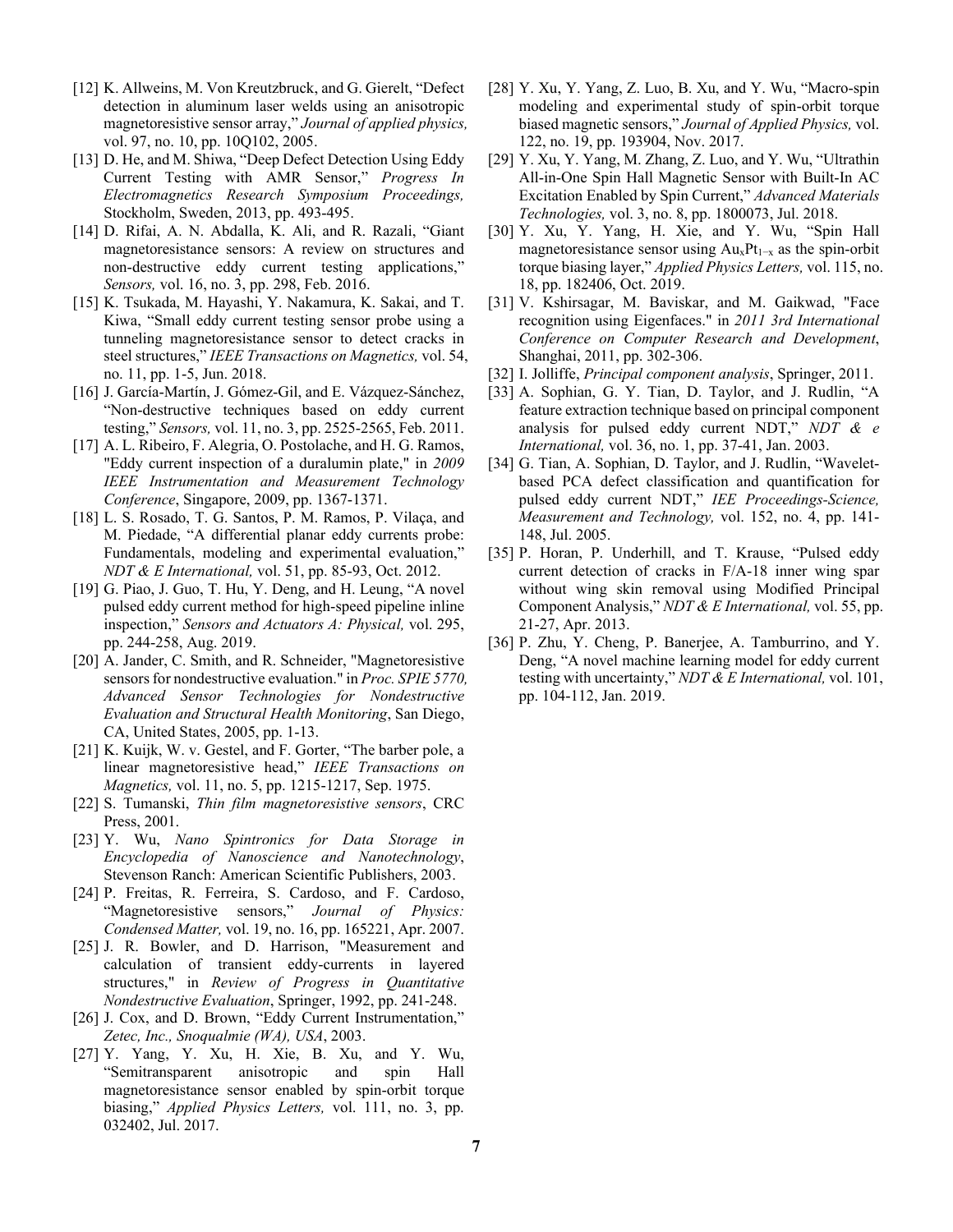[12] K. Allweins, M. Von Kreutzbruck, and G. Gierelt, "Defect detection in aluminum laser welds using an anisotropic magnetoresistive sensor array," *Journal of applied physics,* vol. 97, no. 10, pp. 10Q102, 2005.

[13] D. He, and M. Shiwa, "Deep Defect Detection Using Eddy Current Testing with AMR Sensor," *Progress In Electromagnetics Research Symposium Proceedings,* Stockholm, Sweden, 2013, pp. 493-495.

[14] D. Rifai, A. N. Abdalla, K. Ali, and R. Razali, "Giant magnetoresistance sensors: A review on structures and non-destructive eddy current testing applications," *Sensors,* vol. 16, no. 3, pp. 298, Feb. 2016.

[15] K. Tsukada, M. Hayashi, Y. Nakamura, K. Sakai, and T. Kiwa, "Small eddy current testing sensor probe using a tunneling magnetoresistance sensor to detect cracks in steel structures," *IEEE Transactions on Magnetics,* vol. 54, no. 11, pp. 1-5, Jun. 2018.

[16] J. García-Martín, J. Gómez-Gil, and E. Vázquez-Sánchez, "Non-destructive techniques based on eddy current testing," *Sensors,* vol. 11, no. 3, pp. 2525-2565, Feb. 2011.

[17] A. L. Ribeiro, F. Alegria, O. Postolache, and H. G. Ramos, "Eddy current inspection of a duralumin plate," in *2009 IEEE Instrumentation and Measurement Technology Conference*, Singapore, 2009, pp. 1367-1371.

[18] L. S. Rosado, T. G. Santos, P. M. Ramos, P. Vilaça, and M. Piedade, "A differential planar eddy currents probe: Fundamentals, modeling and experimental evaluation," *NDT & E International,* vol. 51, pp. 85-93, Oct. 2012.

[19] G. Piao, J. Guo, T. Hu, Y. Deng, and H. Leung, "A novel pulsed eddy current method for high-speed pipeline inline inspection," *Sensors and Actuators A: Physical,* vol. 295, pp. 244-258, Aug. 2019.

[20] A. Jander, C. Smith, and R. Schneider, "Magnetoresistive sensors for nondestructive evaluation." in *Proc. SPIE 5770, Advanced Sensor Technologies for Nondestructive Evaluation and Structural Health Monitoring*, San Diego, CA, United States, 2005, pp. 1-13.

[21] K. Kuijk, W. v. Gestel, and F. Gorter, "The barber pole, a linear magnetoresistive head," *IEEE Transactions on Magnetics,* vol. 11, no. 5, pp. 1215-1217, Sep. 1975.

[22] S. Tumanski, *Thin film magnetoresistive sensors*, CRC Press, 2001.

[23] Y. Wu, *Nano Spintronics for Data Storage in Encyclopedia of Nanoscience and Nanotechnology*, Stevenson Ranch: American Scientific Publishers, 2003.

[24] P. Freitas, R. Ferreira, S. Cardoso, and F. Cardoso, "Magnetoresistive sensors," *Journal of Physics: Condensed Matter,* vol. 19, no. 16, pp. 165221, Apr. 2007.

[25] J. R. Bowler, and D. Harrison, "Measurement and calculation of transient eddy-currents in layered structures," in *Review of Progress in Quantitative Nondestructive Evaluation*, Springer, 1992, pp. 241-248.

[26] J. Cox, and D. Brown, "Eddy Current Instrumentation," *Zetec, Inc., Snoqualmie (WA), USA*, 2003.

[27] Y. Yang, Y. Xu, H. Xie, B. Xu, and Y. Wu, "Semitransparent anisotropic and spin Hall magnetoresistance sensor enabled by spin-orbit torque biasing," *Applied Physics Letters,* vol. 111, no. 3, pp. 032402, Jul. 2017.

[28] Y. Xu, Y. Yang, Z. Luo, B. Xu, and Y. Wu, "Macro-spin modeling and experimental study of spin-orbit torque biased magnetic sensors," *Journal of Applied Physics,* vol. 122, no. 19, pp. 193904, Nov. 2017.

[29] Y. Xu, Y. Yang, M. Zhang, Z. Luo, and Y. Wu, "Ultrathin All-in-One Spin Hall Magnetic Sensor with Built-In AC Excitation Enabled by Spin Current," *Advanced Materials Technologies,* vol. 3, no. 8, pp. 1800073, Jul. 2018.

[30] Y. Xu, Y. Yang, H. Xie, and Y. Wu, "Spin Hall magnetoresistance sensor using $Au_xPt_{1-x}$ as the spin-orbit torque biasing layer," *Applied Physics Letters,* vol. 115, no. 18, pp. 182406, Oct. 2019.

[31] V. Kshirsagar, M. Baviskar, and M. Gaikwad, "Face recognition using Eigenfaces." in *2011 3rd International Conference on Computer Research and Development*, Shanghai, 2011, pp. 302-306.

[32] I. Jolliffe, *Principal component analysis*, Springer, 2011.

[33] A. Sophian, G. Y. Tian, D. Taylor, and J. Rudlin, "A feature extraction technique based on principal component analysis for pulsed eddy current NDT," *NDT & e International,* vol. 36, no. 1, pp. 37-41, Jan. 2003.

[34] G. Tian, A. Sophian, D. Taylor, and J. Rudlin, "Wavelet-based PCA defect classification and quantification for pulsed eddy current NDT," *IEE Proceedings-Science, Measurement and Technology,* vol. 152, no. 4, pp. 141-148, Jul. 2005.

[35] P. Horan, P. Underhill, and T. Krause, "Pulsed eddy current detection of cracks in F/A-18 inner wing spar without wing skin removal using Modified Principal Component Analysis," *NDT & E International,* vol. 55, pp. 21-27, Apr. 2013.

[36] P. Zhu, Y. Cheng, P. Banerjee, A. Tamburrino, and Y. Deng, "A novel machine learning model for eddy current testing with uncertainty," *NDT & E International,* vol. 101, pp. 104-112, Jan. 2019.